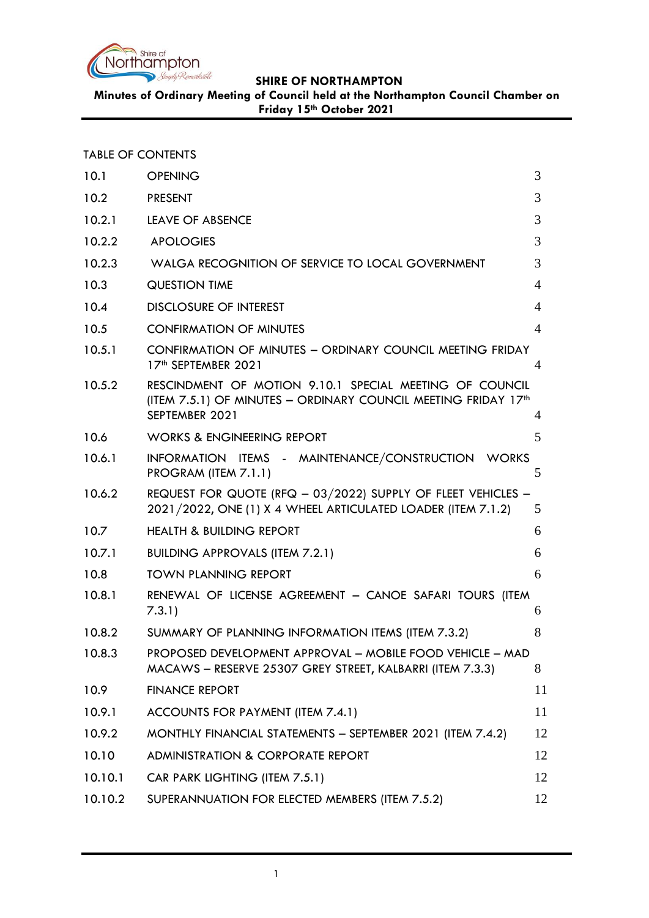**SHIRE OF NORTHAMPTON**

**Minutes of Ordinary Meeting of Council held at the Northampton Council Chamber on Friday 15th October 2021**

TABLE OF CONTENTS

| | | |
|---|---|---|
| 10.1 | OPENING | 3 |
| 10.2 | PRESENT | 3 |
| 10.2.1 | LEAVE OF ABSENCE | 3 |
| 10.2.2 | APOLOGIES | 3 |
| 10.2.3 | WALGA RECOGNITION OF SERVICE TO LOCAL GOVERNMENT | 3 |
| 10.3 | QUESTION TIME | 4 |
| 10.4 | DISCLOSURE OF INTEREST | 4 |
| 10.5 | CONFIRMATION OF MINUTES | 4 |
| 10.5.1 | CONFIRMATION OF MINUTES – ORDINARY COUNCIL MEETING FRIDAY 17th SEPTEMBER 2021 | 4 |
| 10.5.2 | RESCINDMENT OF MOTION 9.10.1 SPECIAL MEETING OF COUNCIL (ITEM 7.5.1) OF MINUTES – ORDINARY COUNCIL MEETING FRIDAY 17th SEPTEMBER 2021 | 4 |
| 10.6 | WORKS & ENGINEERING REPORT | 5 |
| 10.6.1 | INFORMATION ITEMS - MAINTENANCE/CONSTRUCTION WORKS PROGRAM (ITEM 7.1.1) | 5 |
| 10.6.2 | REQUEST FOR QUOTE (RFQ – 03/2022) SUPPLY OF FLEET VEHICLES – 2021/2022, ONE (1) X 4 WHEEL ARTICULATED LOADER (ITEM 7.1.2) | 5 |
| 10.7 | HEALTH & BUILDING REPORT | 6 |
| 10.7.1 | BUILDING APPROVALS (ITEM 7.2.1) | 6 |
| 10.8 | TOWN PLANNING REPORT | 6 |
| 10.8.1 | RENEWAL OF LICENSE AGREEMENT – CANOE SAFARI TOURS (ITEM 7.3.1) | 6 |
| 10.8.2 | SUMMARY OF PLANNING INFORMATION ITEMS (ITEM 7.3.2) | 8 |
| 10.8.3 | PROPOSED DEVELOPMENT APPROVAL – MOBILE FOOD VEHICLE – MAD MACAWS – RESERVE 25307 GREY STREET, KALBARRI (ITEM 7.3.3) | 8 |
| 10.9 | FINANCE REPORT | 11 |
| 10.9.1 | ACCOUNTS FOR PAYMENT (ITEM 7.4.1) | 11 |
| 10.9.2 | MONTHLY FINANCIAL STATEMENTS – SEPTEMBER 2021 (ITEM 7.4.2) | 12 |
| 10.10 | ADMINISTRATION & CORPORATE REPORT | 12 |
| 10.10.1 | CAR PARK LIGHTING (ITEM 7.5.1) | 12 |
| 10.10.2 | SUPERANNUATION FOR ELECTED MEMBERS (ITEM 7.5.2) | 12 |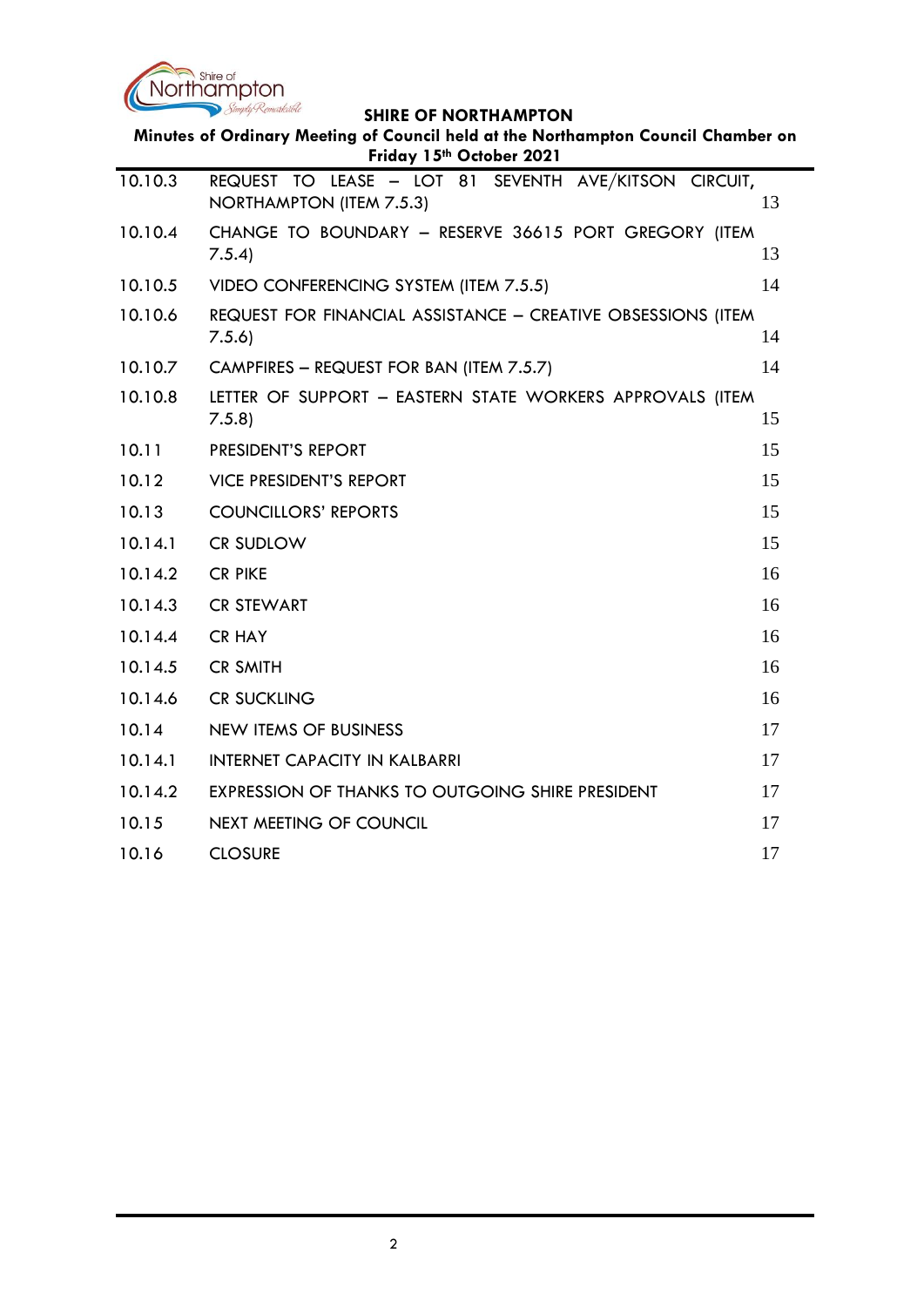| | | |
|---|---|---|
| 10.10.3 | REQUEST TO LEASE – LOT 81 SEVENTH AVE/KITSON CIRCUIT, NORTHAMPTON (ITEM 7.5.3) | 13 |
| 10.10.4 | CHANGE TO BOUNDARY – RESERVE 36615 PORT GREGORY (ITEM 7.5.4) | 13 |
| 10.10.5 | VIDEO CONFERENCING SYSTEM (ITEM 7.5.5) | 14 |
| 10.10.6 | REQUEST FOR FINANCIAL ASSISTANCE – CREATIVE OBSESSIONS (ITEM 7.5.6) | 14 |
| 10.10.7 | CAMPFIRES – REQUEST FOR BAN (ITEM 7.5.7) | 14 |
| 10.10.8 | LETTER OF SUPPORT – EASTERN STATE WORKERS APPROVALS (ITEM 7.5.8) | 15 |
| 10.11 | PRESIDENT'S REPORT | 15 |
| 10.12 | VICE PRESIDENT'S REPORT | 15 |
| 10.13 | COUNCILLORS' REPORTS | 15 |
| 10.14.1 | CR SUDLOW | 15 |
| 10.14.2 | CR PIKE | 16 |
| 10.14.3 | CR STEWART | 16 |
| 10.14.4 | CR HAY | 16 |
| 10.14.5 | CR SMITH | 16 |
| 10.14.6 | CR SUCKLING | 16 |
| 10.14 | NEW ITEMS OF BUSINESS | 17 |
| 10.14.1 | INTERNET CAPACITY IN KALBARRI | 17 |
| 10.14.2 | EXPRESSION OF THANKS TO OUTGOING SHIRE PRESIDENT | 17 |
| 10.15 | NEXT MEETING OF COUNCIL | 17 |
| 10.16 | CLOSURE | 17 |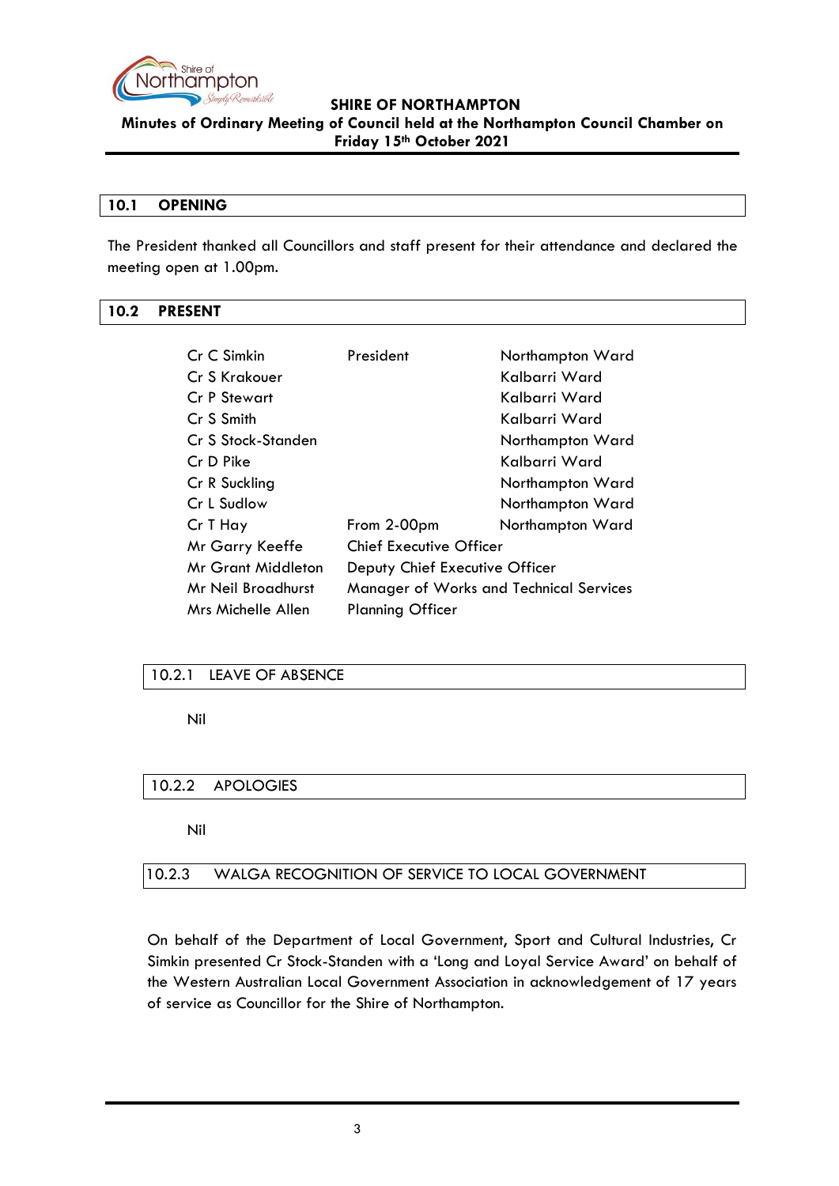## 10.1 OPENING

The President thanked all Councillors and staff present for their attendance and declared the meeting open at 1.00pm.

## 10.2 PRESENT

| | | |
|---|---|---|
| Cr C Simkin | President | Northampton Ward |
| Cr S Krakouer | | Kalbarri Ward |
| Cr P Stewart | | Kalbarri Ward |
| Cr S Smith | | Kalbarri Ward |
| Cr S Stock-Standen | | Northampton Ward |
| Cr D Pike | | Kalbarri Ward |
| Cr R Suckling | | Northampton Ward |
| Cr L Sudlow | | Northampton Ward |
| Cr T Hay | From 2-00pm | Northampton Ward |
| Mr Garry Keeffe | Chief Executive Officer | |
| Mr Grant Middleton | Deputy Chief Executive Officer | |
| Mr Neil Broadhurst | Manager of Works and Technical Services | |
| Mrs Michelle Allen | Planning Officer | |

### 10.2.1 LEAVE OF ABSENCE

Nil

### 10.2.2 APOLOGIES

Nil

### 10.2.3 WALGA RECOGNITION OF SERVICE TO LOCAL GOVERNMENT

On behalf of the Department of Local Government, Sport and Cultural Industries, Cr Simkin presented Cr Stock-Standen with a 'Long and Loyal Service Award' on behalf of the Western Australian Local Government Association in acknowledgement of 17 years of service as Councillor for the Shire of Northampton.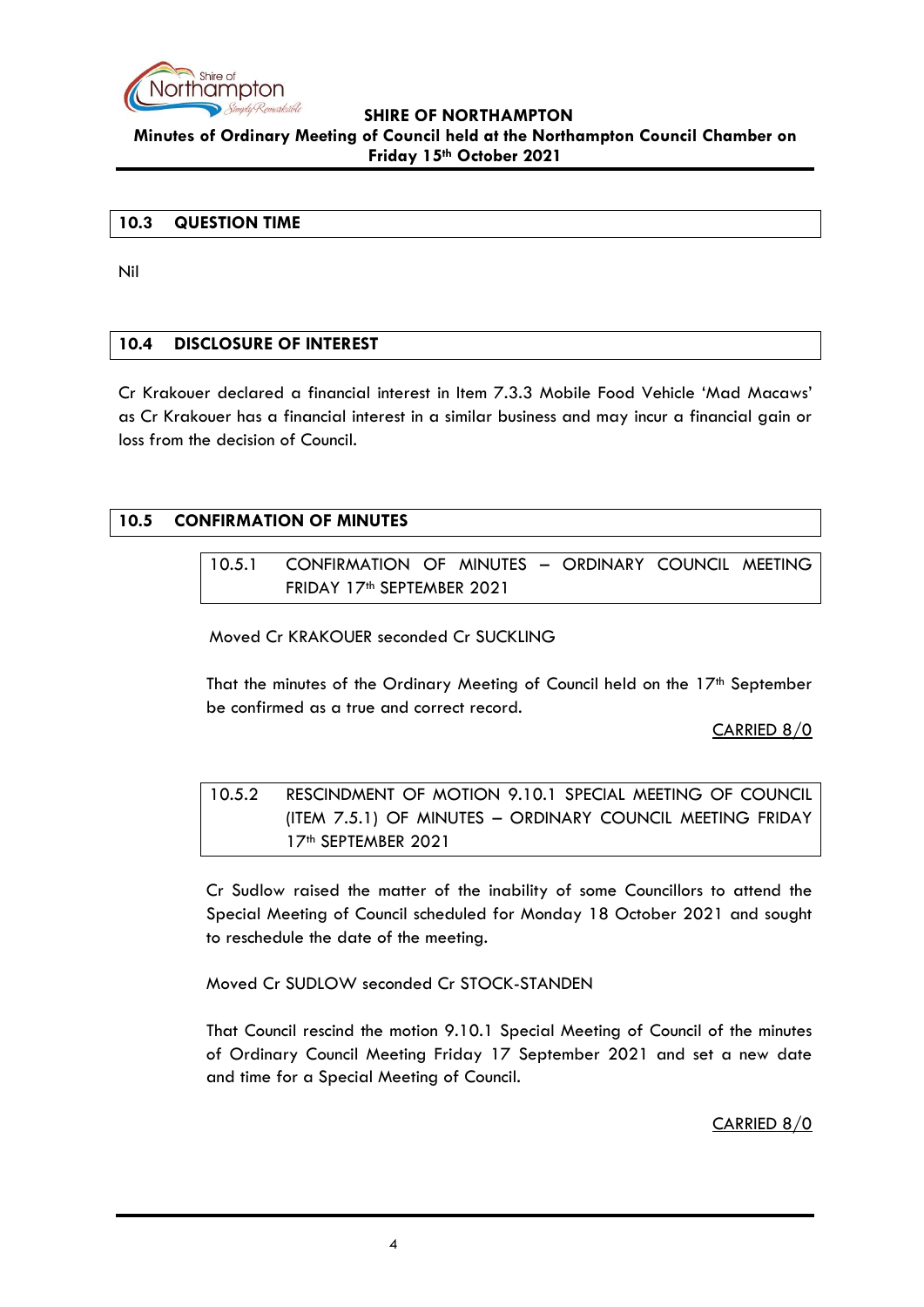## 10.3 QUESTION TIME

Nil

## 10.4 DISCLOSURE OF INTEREST

Cr Krakouer declared a financial interest in Item 7.3.3 Mobile Food Vehicle 'Mad Macaws' as Cr Krakouer has a financial interest in a similar business and may incur a financial gain or loss from the decision of Council.

## 10.5 CONFIRMATION OF MINUTES

### 10.5.1 CONFIRMATION OF MINUTES – ORDINARY COUNCIL MEETING FRIDAY 17th SEPTEMBER 2021

Moved Cr KRAKOUER seconded Cr SUCKLING

That the minutes of the Ordinary Meeting of Council held on the 17th September be confirmed as a true and correct record.

CARRIED 8/0

### 10.5.2 RESCINDMENT OF MOTION 9.10.1 SPECIAL MEETING OF COUNCIL (ITEM 7.5.1) OF MINUTES – ORDINARY COUNCIL MEETING FRIDAY 17th SEPTEMBER 2021

Cr Sudlow raised the matter of the inability of some Councillors to attend the Special Meeting of Council scheduled for Monday 18 October 2021 and sought to reschedule the date of the meeting.

Moved Cr SUDLOW seconded Cr STOCK-STANDEN

That Council rescind the motion 9.10.1 Special Meeting of Council of the minutes of Ordinary Council Meeting Friday 17 September 2021 and set a new date and time for a Special Meeting of Council.

CARRIED 8/0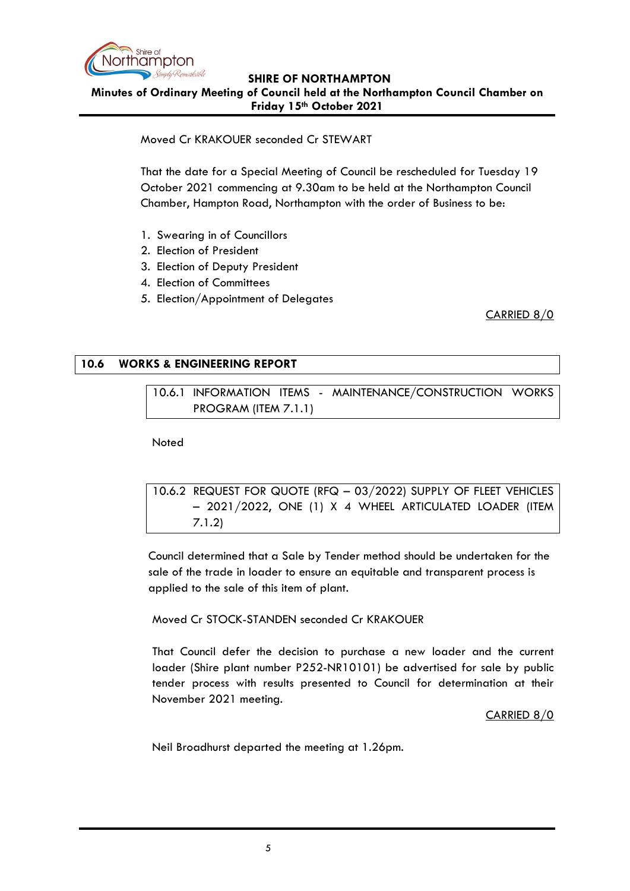Moved Cr KRAKOUER seconded Cr STEWART

That the date for a Special Meeting of Council be rescheduled for Tuesday 19 October 2021 commencing at 9.30am to be held at the Northampton Council Chamber, Hampton Road, Northampton with the order of Business to be:

1. Swearing in of Councillors
2. Election of President
3. Election of Deputy President
4. Election of Committees
5. Election/Appointment of Delegates

CARRIED 8/0

## 10.6 WORKS & ENGINEERING REPORT

### 10.6.1 INFORMATION ITEMS - MAINTENANCE/CONSTRUCTION WORKS PROGRAM (ITEM 7.1.1)

Noted

### 10.6.2 REQUEST FOR QUOTE (RFQ – 03/2022) SUPPLY OF FLEET VEHICLES – 2021/2022, ONE (1) X 4 WHEEL ARTICULATED LOADER (ITEM 7.1.2)

Council determined that a Sale by Tender method should be undertaken for the sale of the trade in loader to ensure an equitable and transparent process is applied to the sale of this item of plant.

Moved Cr STOCK-STANDEN seconded Cr KRAKOUER

That Council defer the decision to purchase a new loader and the current loader (Shire plant number P252-NR10101) be advertised for sale by public tender process with results presented to Council for determination at their November 2021 meeting.

CARRIED 8/0

Neil Broadhurst departed the meeting at 1.26pm.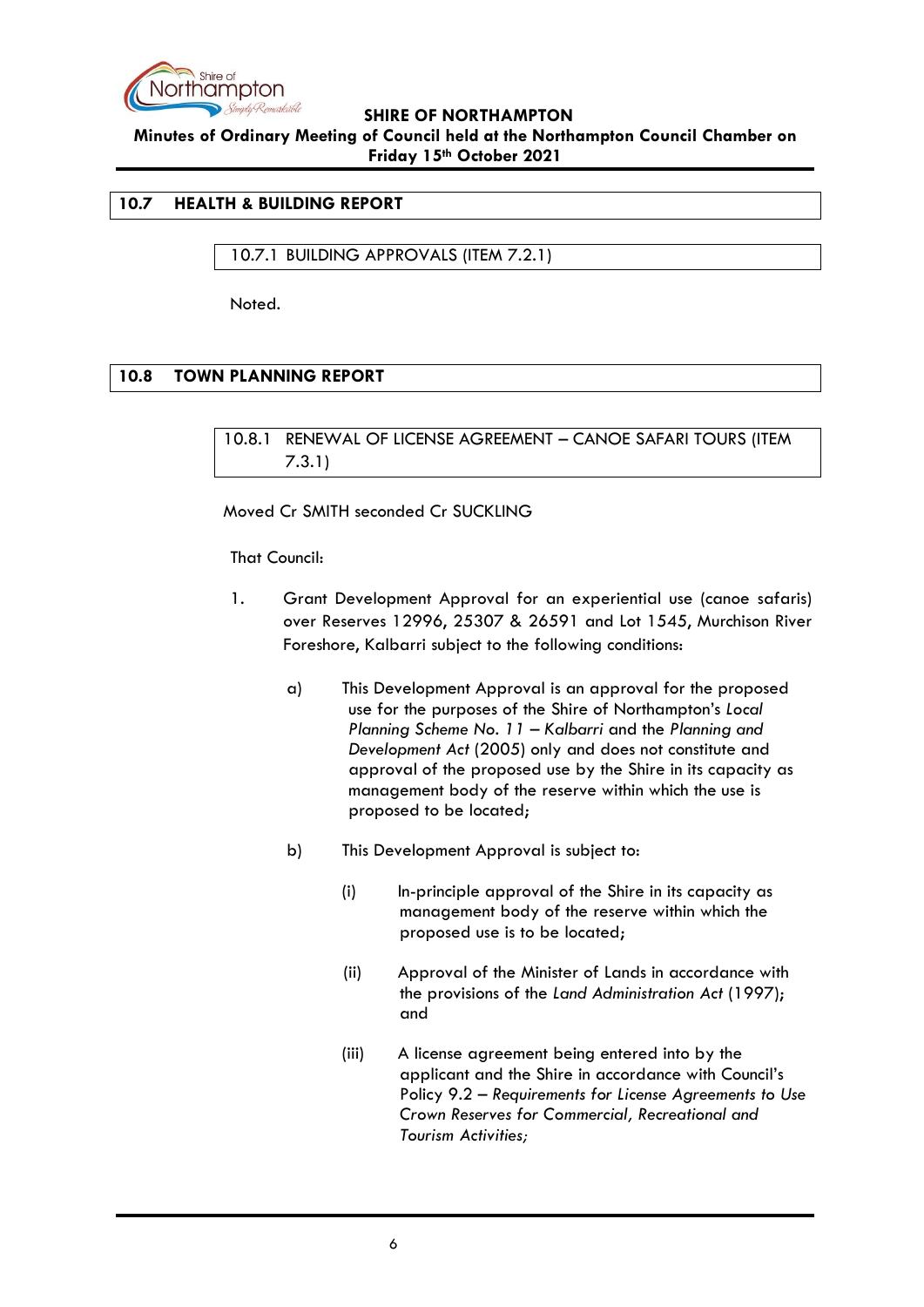## 10.7 HEALTH & BUILDING REPORT

### 10.7.1 BUILDING APPROVALS (ITEM 7.2.1)

Noted.

## 10.8 TOWN PLANNING REPORT

### 10.8.1 RENEWAL OF LICENSE AGREEMENT – CANOE SAFARI TOURS (ITEM 7.3.1)

Moved Cr SMITH seconded Cr SUCKLING

That Council:

1. Grant Development Approval for an experiential use (canoe safaris) over Reserves 12996, 25307 & 26591 and Lot 1545, Murchison River Foreshore, Kalbarri subject to the following conditions:

   a) This Development Approval is an approval for the proposed use for the purposes of the Shire of Northampton's *Local Planning Scheme No. 11 – Kalbarri* and the *Planning and Development Act* (2005) only and does not constitute and approval of the proposed use by the Shire in its capacity as management body of the reserve within which the use is proposed to be located;

   b) This Development Approval is subject to:

      (i) In-principle approval of the Shire in its capacity as management body of the reserve within which the proposed use is to be located;

      (ii) Approval of the Minister of Lands in accordance with the provisions of the *Land Administration Act* (1997); and

      (iii) A license agreement being entered into by the applicant and the Shire in accordance with Council's Policy 9.2 – *Requirements for License Agreements to Use Crown Reserves for Commercial, Recreational and Tourism Activities;*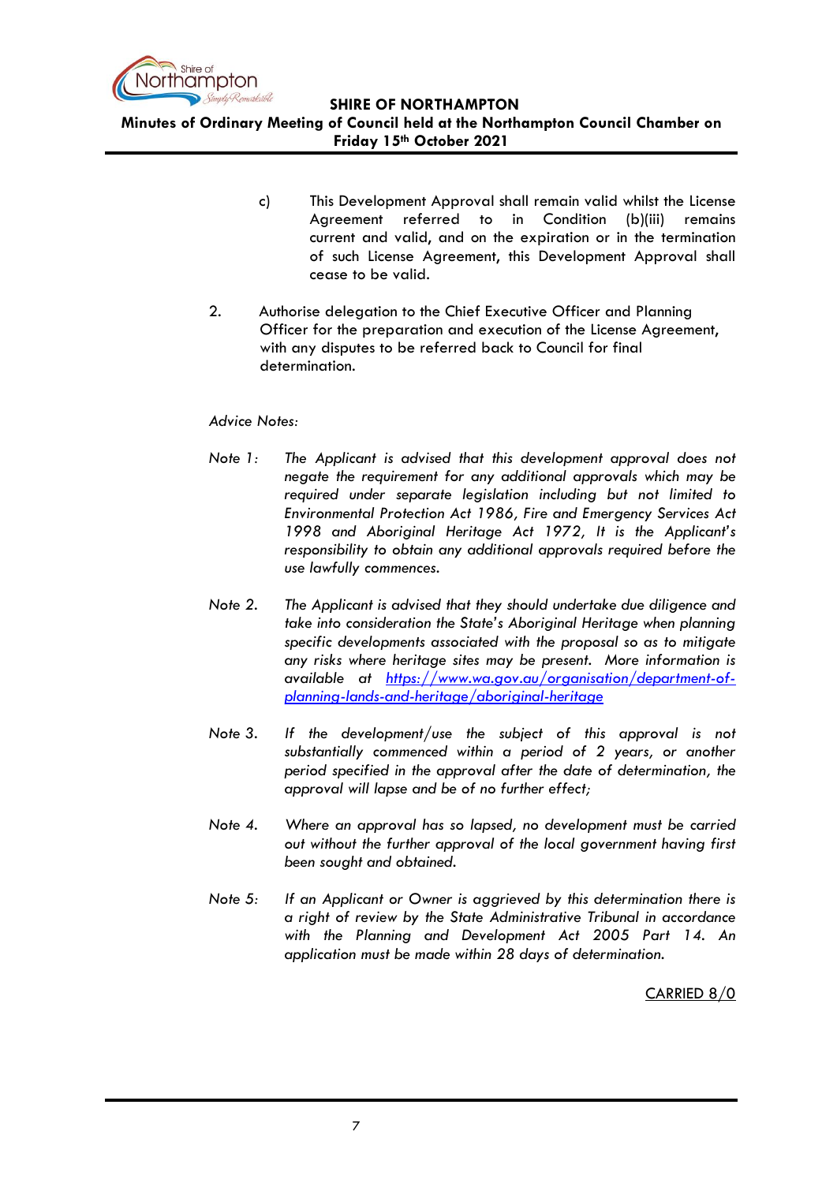c) This Development Approval shall remain valid whilst the License Agreement referred to in Condition (b)(iii) remains current and valid, and on the expiration or in the termination of such License Agreement, this Development Approval shall cease to be valid.

2. Authorise delegation to the Chief Executive Officer and Planning Officer for the preparation and execution of the License Agreement, with any disputes to be referred back to Council for final determination.

*Advice Notes:*

*Note 1: The Applicant is advised that this development approval does not negate the requirement for any additional approvals which may be required under separate legislation including but not limited to Environmental Protection Act 1986, Fire and Emergency Services Act 1998 and Aboriginal Heritage Act 1972, It is the Applicant's responsibility to obtain any additional approvals required before the use lawfully commences.*

*Note 2. The Applicant is advised that they should undertake due diligence and take into consideration the State's Aboriginal Heritage when planning specific developments associated with the proposal so as to mitigate any risks where heritage sites may be present. More information is available at [https://www.wa.gov.au/organisation/department-of-planning-lands-and-heritage/aboriginal-heritage](https://www.wa.gov.au/organisation/department-of-planning-lands-and-heritage/aboriginal-heritage)*

*Note 3. If the development/use the subject of this approval is not substantially commenced within a period of 2 years, or another period specified in the approval after the date of determination, the approval will lapse and be of no further effect;*

*Note 4. Where an approval has so lapsed, no development must be carried out without the further approval of the local government having first been sought and obtained.*

*Note 5: If an Applicant or Owner is aggrieved by this determination there is a right of review by the State Administrative Tribunal in accordance with the Planning and Development Act 2005 Part 14. An application must be made within 28 days of determination.*

CARRIED 8/0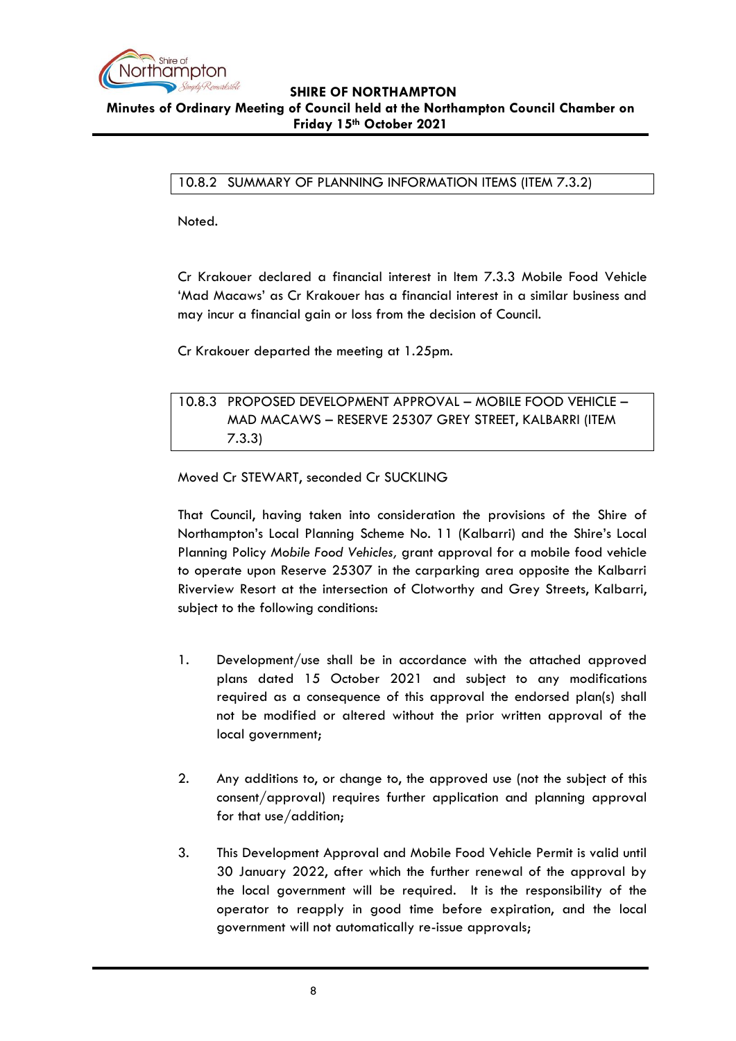### 10.8.2 SUMMARY OF PLANNING INFORMATION ITEMS (ITEM 7.3.2)

Noted.

Cr Krakouer declared a financial interest in Item 7.3.3 Mobile Food Vehicle 'Mad Macaws' as Cr Krakouer has a financial interest in a similar business and may incur a financial gain or loss from the decision of Council.

Cr Krakouer departed the meeting at 1.25pm.

### 10.8.3 PROPOSED DEVELOPMENT APPROVAL – MOBILE FOOD VEHICLE – MAD MACAWS – RESERVE 25307 GREY STREET, KALBARRI (ITEM 7.3.3)

Moved Cr STEWART, seconded Cr SUCKLING

That Council, having taken into consideration the provisions of the Shire of Northampton's Local Planning Scheme No. 11 (Kalbarri) and the Shire's Local Planning Policy *Mobile Food Vehicles,* grant approval for a mobile food vehicle to operate upon Reserve 25307 in the carparking area opposite the Kalbarri Riverview Resort at the intersection of Clotworthy and Grey Streets, Kalbarri, subject to the following conditions:

1. Development/use shall be in accordance with the attached approved plans dated 15 October 2021 and subject to any modifications required as a consequence of this approval the endorsed plan(s) shall not be modified or altered without the prior written approval of the local government;

2. Any additions to, or change to, the approved use (not the subject of this consent/approval) requires further application and planning approval for that use/addition;

3. This Development Approval and Mobile Food Vehicle Permit is valid until 30 January 2022, after which the further renewal of the approval by the local government will be required. It is the responsibility of the operator to reapply in good time before expiration, and the local government will not automatically re-issue approvals;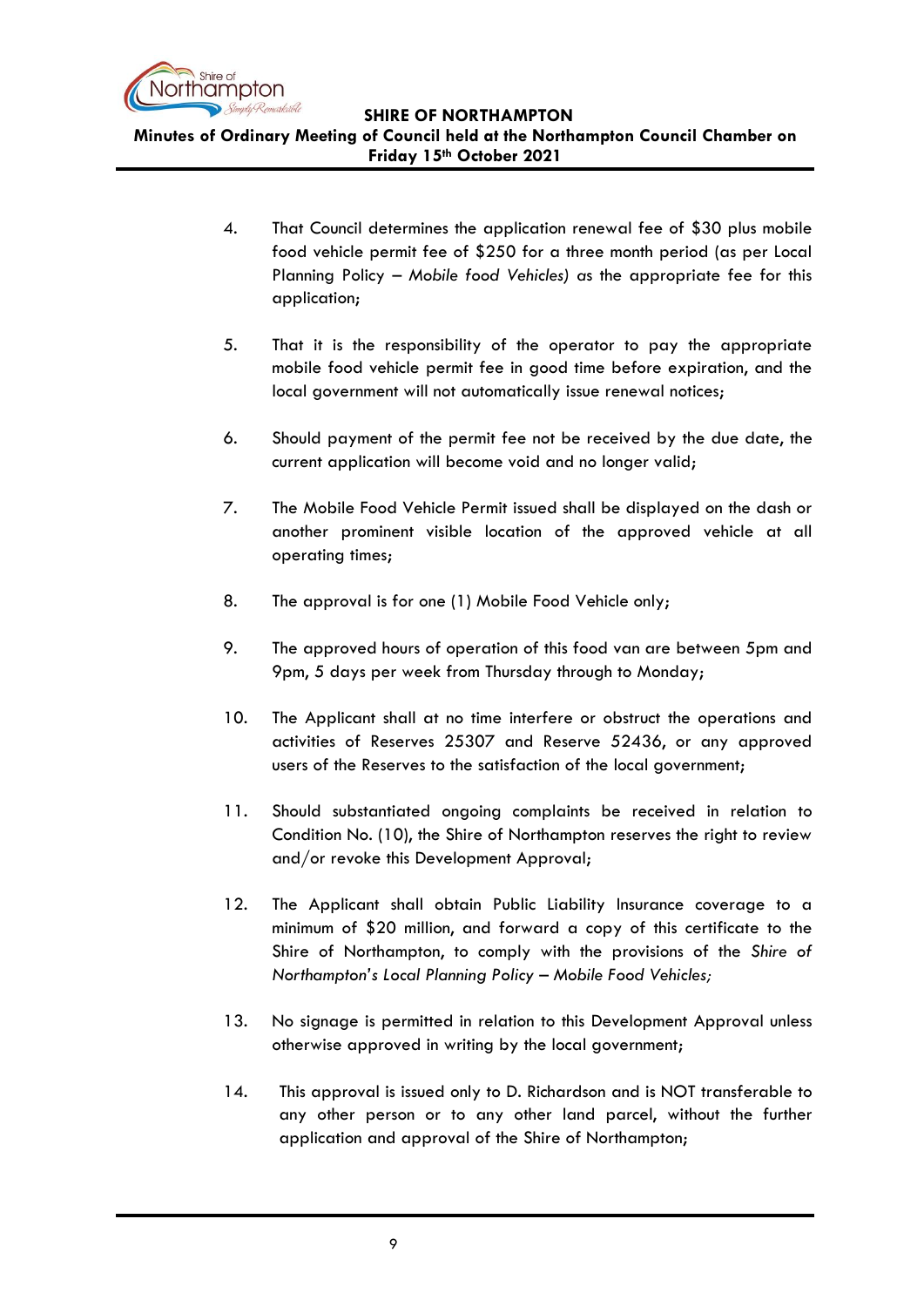4. That Council determines the application renewal fee of $30 plus mobile food vehicle permit fee of $250 for a three month period (as per Local Planning Policy – *Mobile food Vehicles)* as the appropriate fee for this application;

5. That it is the responsibility of the operator to pay the appropriate mobile food vehicle permit fee in good time before expiration, and the local government will not automatically issue renewal notices;

6. Should payment of the permit fee not be received by the due date, the current application will become void and no longer valid;

7. The Mobile Food Vehicle Permit issued shall be displayed on the dash or another prominent visible location of the approved vehicle at all operating times;

8. The approval is for one (1) Mobile Food Vehicle only;

9. The approved hours of operation of this food van are between 5pm and 9pm, 5 days per week from Thursday through to Monday;

10. The Applicant shall at no time interfere or obstruct the operations and activities of Reserves 25307 and Reserve 52436, or any approved users of the Reserves to the satisfaction of the local government;

11. Should substantiated ongoing complaints be received in relation to Condition No. (10), the Shire of Northampton reserves the right to review and/or revoke this Development Approval;

12. The Applicant shall obtain Public Liability Insurance coverage to a minimum of $20 million, and forward a copy of this certificate to the Shire of Northampton, to comply with the provisions of the *Shire of Northampton's Local Planning Policy – Mobile Food Vehicles;*

13. No signage is permitted in relation to this Development Approval unless otherwise approved in writing by the local government;

14. This approval is issued only to D. Richardson and is NOT transferable to any other person or to any other land parcel, without the further application and approval of the Shire of Northampton;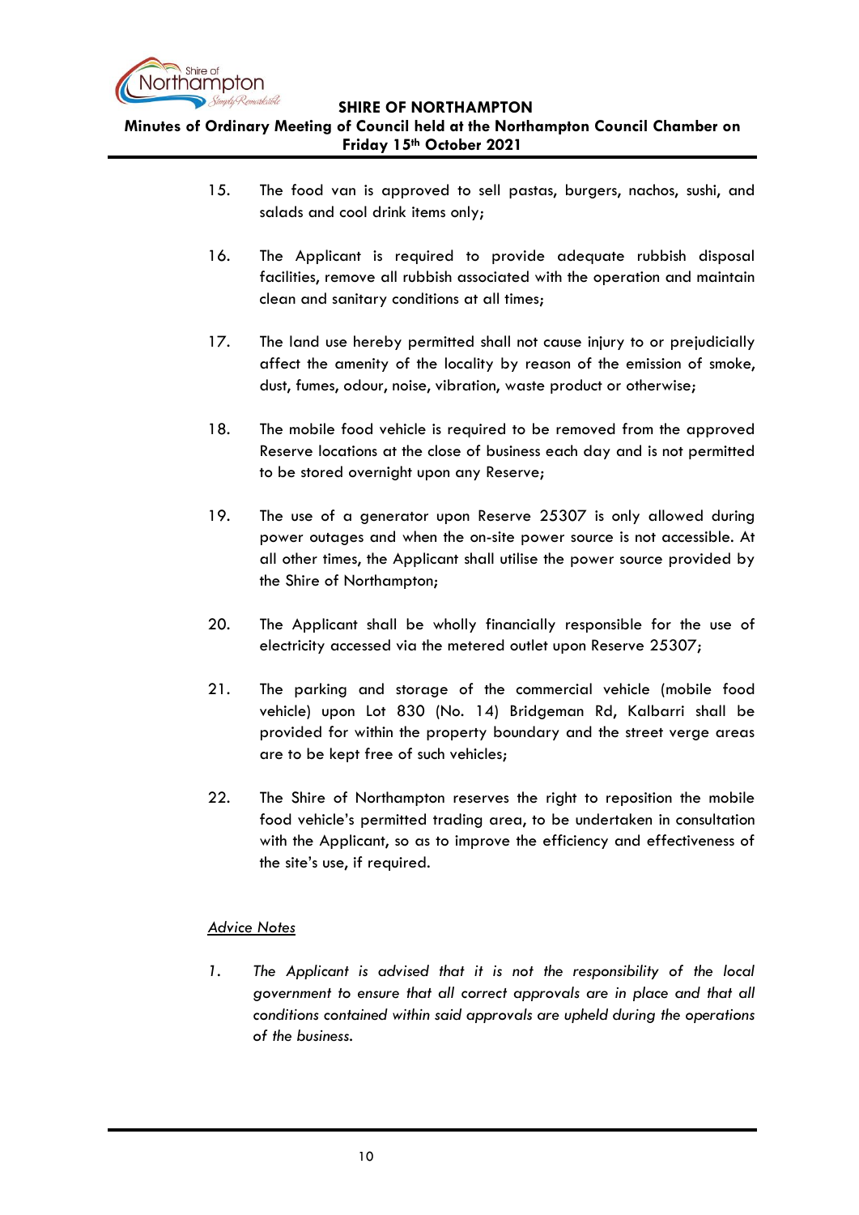15. The food van is approved to sell pastas, burgers, nachos, sushi, and salads and cool drink items only;

16. The Applicant is required to provide adequate rubbish disposal facilities, remove all rubbish associated with the operation and maintain clean and sanitary conditions at all times;

17. The land use hereby permitted shall not cause injury to or prejudicially affect the amenity of the locality by reason of the emission of smoke, dust, fumes, odour, noise, vibration, waste product or otherwise;

18. The mobile food vehicle is required to be removed from the approved Reserve locations at the close of business each day and is not permitted to be stored overnight upon any Reserve;

19. The use of a generator upon Reserve 25307 is only allowed during power outages and when the on-site power source is not accessible. At all other times, the Applicant shall utilise the power source provided by the Shire of Northampton;

20. The Applicant shall be wholly financially responsible for the use of electricity accessed via the metered outlet upon Reserve 25307;

21. The parking and storage of the commercial vehicle (mobile food vehicle) upon Lot 830 (No. 14) Bridgeman Rd, Kalbarri shall be provided for within the property boundary and the street verge areas are to be kept free of such vehicles;

22. The Shire of Northampton reserves the right to reposition the mobile food vehicle's permitted trading area, to be undertaken in consultation with the Applicant, so as to improve the efficiency and effectiveness of the site's use, if required.

<u>*Advice Notes*</u>

1. *The Applicant is advised that it is not the responsibility of the local government to ensure that all correct approvals are in place and that all conditions contained within said approvals are upheld during the operations of the business.*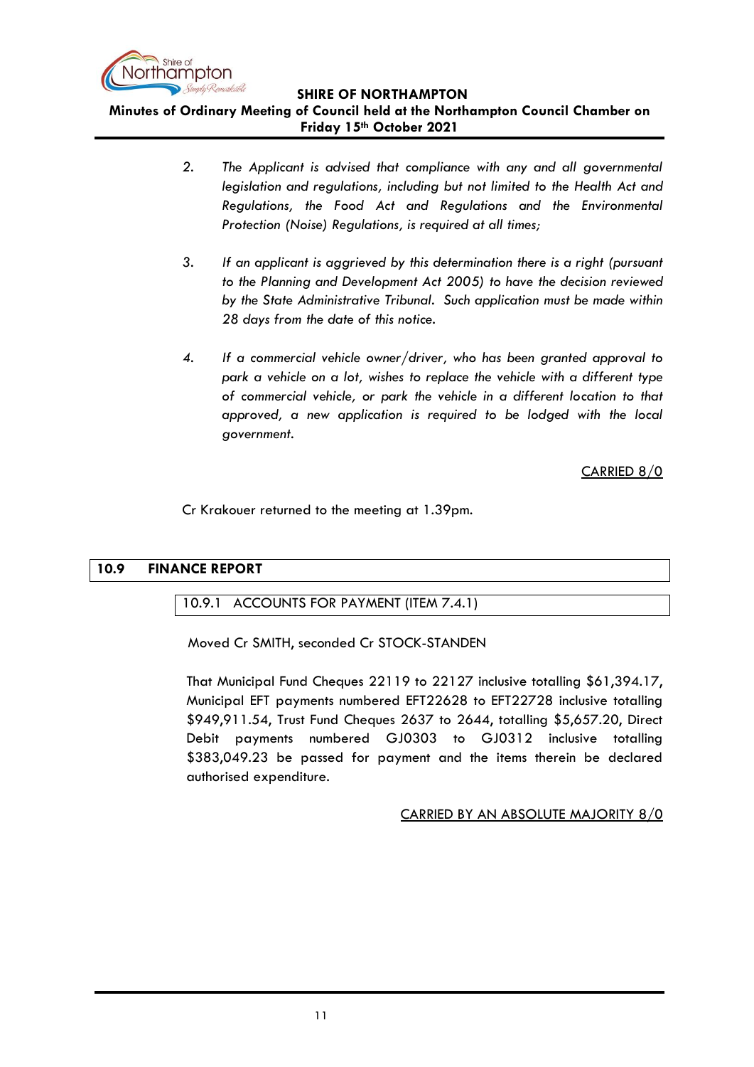2. *The Applicant is advised that compliance with any and all governmental legislation and regulations, including but not limited to the Health Act and Regulations, the Food Act and Regulations and the Environmental Protection (Noise) Regulations, is required at all times;*

3. *If an applicant is aggrieved by this determination there is a right (pursuant to the Planning and Development Act 2005) to have the decision reviewed by the State Administrative Tribunal. Such application must be made within 28 days from the date of this notice.*

4. *If a commercial vehicle owner/driver, who has been granted approval to park a vehicle on a lot, wishes to replace the vehicle with a different type of commercial vehicle, or park the vehicle in a different location to that approved, a new application is required to be lodged with the local government.*

CARRIED 8/0

Cr Krakouer returned to the meeting at 1.39pm.

## 10.9 FINANCE REPORT

### 10.9.1 ACCOUNTS FOR PAYMENT (ITEM 7.4.1)

Moved Cr SMITH, seconded Cr STOCK-STANDEN

That Municipal Fund Cheques 22119 to 22127 inclusive totalling $61,394.17, Municipal EFT payments numbered EFT22628 to EFT22728 inclusive totalling $949,911.54, Trust Fund Cheques 2637 to 2644, totalling $5,657.20, Direct Debit payments numbered GJ0303 to GJ0312 inclusive totalling $383,049.23 be passed for payment and the items therein be declared authorised expenditure.

CARRIED BY AN ABSOLUTE MAJORITY 8/0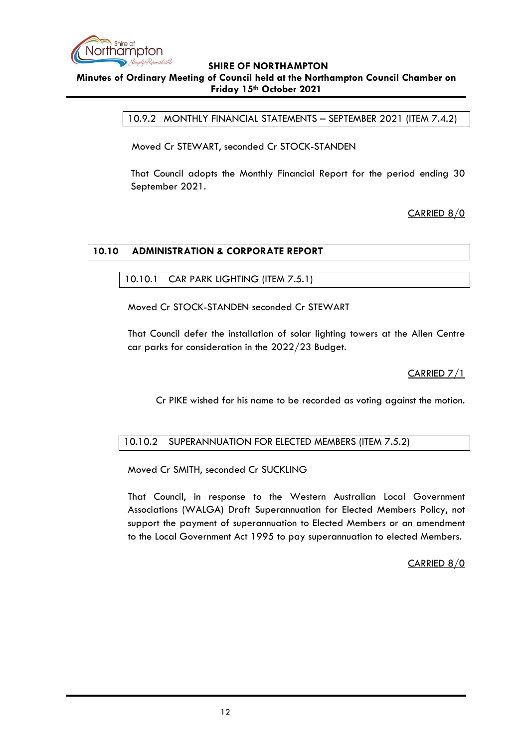### 10.9.2 MONTHLY FINANCIAL STATEMENTS – SEPTEMBER 2021 (ITEM 7.4.2)

Moved Cr STEWART, seconded Cr STOCK-STANDEN

That Council adopts the Monthly Financial Report for the period ending 30 September 2021.

CARRIED 8/0

## 10.10 ADMINISTRATION & CORPORATE REPORT

### 10.10.1 CAR PARK LIGHTING (ITEM 7.5.1)

Moved Cr STOCK-STANDEN seconded Cr STEWART

That Council defer the installation of solar lighting towers at the Allen Centre car parks for consideration in the 2022/23 Budget.

CARRIED 7/1

Cr PIKE wished for his name to be recorded as voting against the motion.

### 10.10.2 SUPERANNUATION FOR ELECTED MEMBERS (ITEM 7.5.2)

Moved Cr SMITH, seconded Cr SUCKLING

That Council, in response to the Western Australian Local Government Associations (WALGA) Draft Superannuation for Elected Members Policy, not support the payment of superannuation to Elected Members or an amendment to the Local Government Act 1995 to pay superannuation to elected Members.

CARRIED 8/0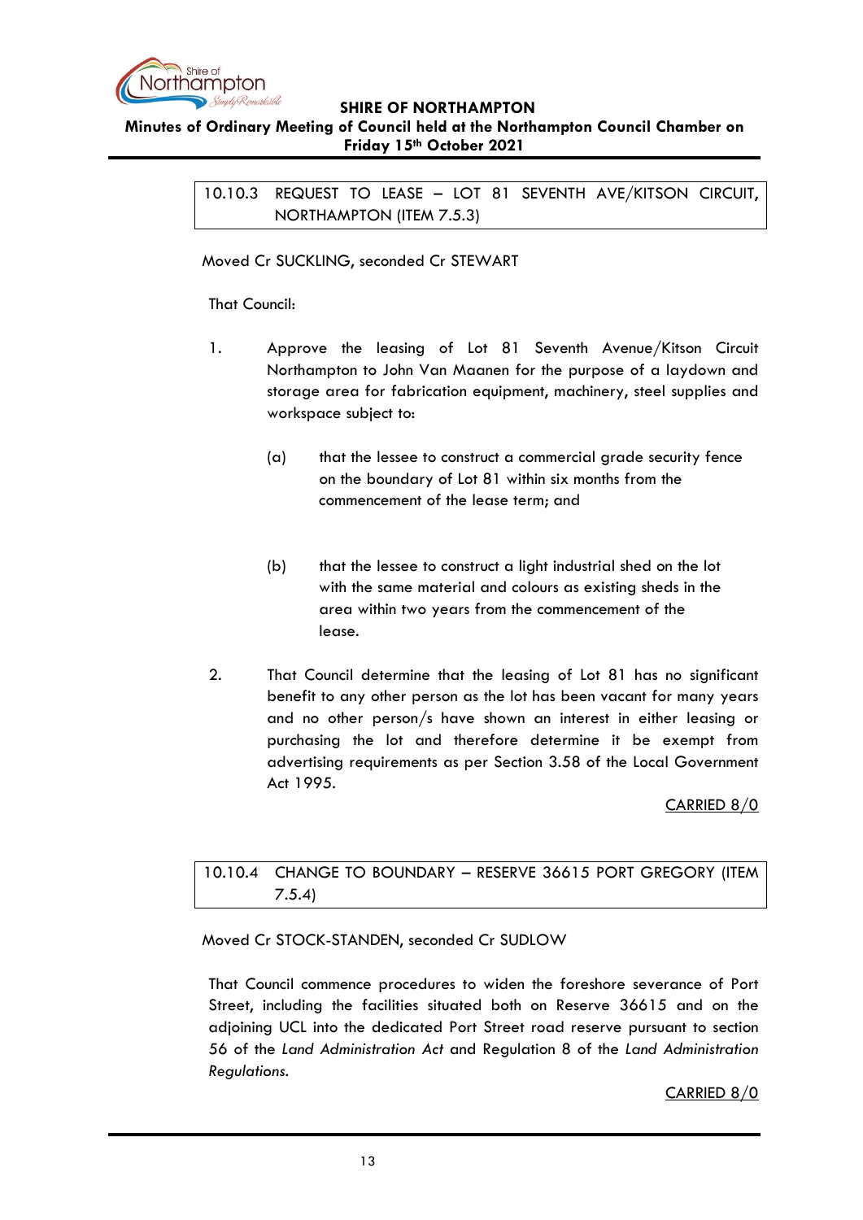### 10.10.3 REQUEST TO LEASE – LOT 81 SEVENTH AVE/KITSON CIRCUIT, NORTHAMPTON (ITEM 7.5.3)

Moved Cr SUCKLING, seconded Cr STEWART

That Council:

1. Approve the leasing of Lot 81 Seventh Avenue/Kitson Circuit Northampton to John Van Maanen for the purpose of a laydown and storage area for fabrication equipment, machinery, steel supplies and workspace subject to:

   (a) that the lessee to construct a commercial grade security fence on the boundary of Lot 81 within six months from the commencement of the lease term; and

   (b) that the lessee to construct a light industrial shed on the lot with the same material and colours as existing sheds in the area within two years from the commencement of the lease.

2. That Council determine that the leasing of Lot 81 has no significant benefit to any other person as the lot has been vacant for many years and no other person/s have shown an interest in either leasing or purchasing the lot and therefore determine it be exempt from advertising requirements as per Section 3.58 of the Local Government Act 1995.

<u>CARRIED 8/0</u>

### 10.10.4 CHANGE TO BOUNDARY – RESERVE 36615 PORT GREGORY (ITEM 7.5.4)

Moved Cr STOCK-STANDEN, seconded Cr SUDLOW

That Council commence procedures to widen the foreshore severance of Port Street, including the facilities situated both on Reserve 36615 and on the adjoining UCL into the dedicated Port Street road reserve pursuant to section 56 of the *Land Administration Act* and Regulation 8 of the *Land Administration Regulations*.

<u>CARRIED 8/0</u>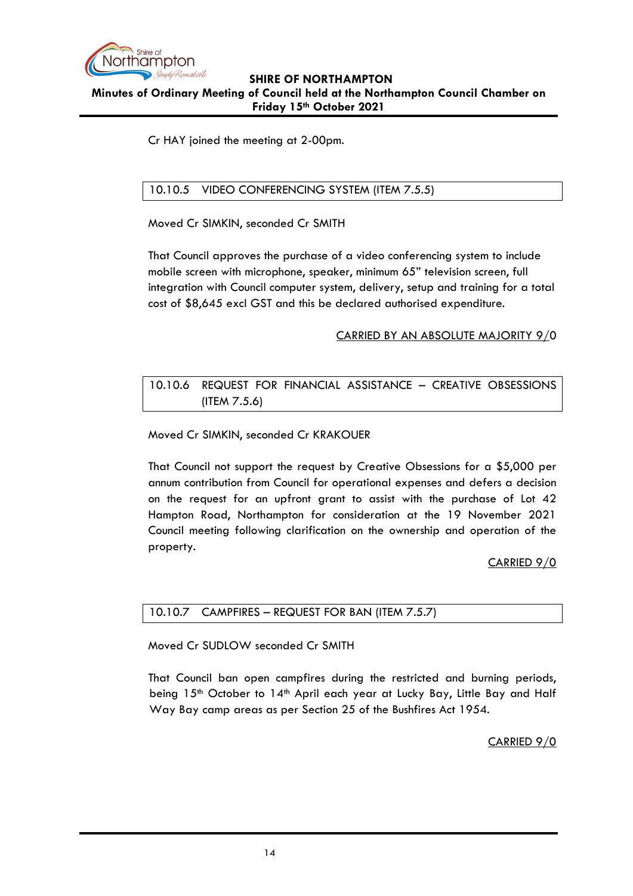Cr HAY joined the meeting at 2-00pm.

### 10.10.5 VIDEO CONFERENCING SYSTEM (ITEM 7.5.5)

Moved Cr SIMKIN, seconded Cr SMITH

That Council approves the purchase of a video conferencing system to include mobile screen with microphone, speaker, minimum 65" television screen, full integration with Council computer system, delivery, setup and training for a total cost of $8,645 excl GST and this be declared authorised expenditure.

CARRIED BY AN ABSOLUTE MAJORITY 9/0

### 10.10.6 REQUEST FOR FINANCIAL ASSISTANCE – CREATIVE OBSESSIONS (ITEM 7.5.6)

Moved Cr SIMKIN, seconded Cr KRAKOUER

That Council not support the request by Creative Obsessions for a $5,000 per annum contribution from Council for operational expenses and defers a decision on the request for an upfront grant to assist with the purchase of Lot 42 Hampton Road, Northampton for consideration at the 19 November 2021 Council meeting following clarification on the ownership and operation of the property.

CARRIED 9/0

### 10.10.7 CAMPFIRES – REQUEST FOR BAN (ITEM 7.5.7)

Moved Cr SUDLOW seconded Cr SMITH

That Council ban open campfires during the restricted and burning periods, being 15th October to 14th April each year at Lucky Bay, Little Bay and Half Way Bay camp areas as per Section 25 of the Bushfires Act 1954.

CARRIED 9/0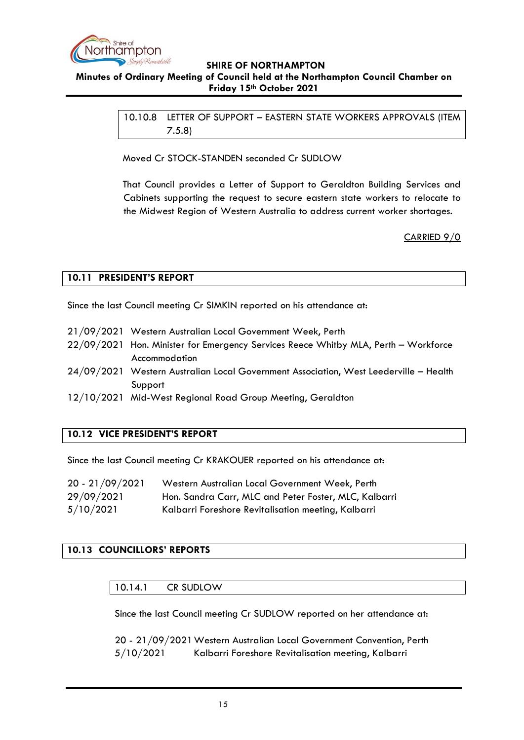### 10.10.8 LETTER OF SUPPORT – EASTERN STATE WORKERS APPROVALS (ITEM 7.5.8)

Moved Cr STOCK-STANDEN seconded Cr SUDLOW

That Council provides a Letter of Support to Geraldton Building Services and Cabinets supporting the request to secure eastern state workers to relocate to the Midwest Region of Western Australia to address current worker shortages.

CARRIED 9/0

## 10.11 PRESIDENT'S REPORT

Since the last Council meeting Cr SIMKIN reported on his attendance at:

21/09/2021 Western Australian Local Government Week, Perth
22/09/2021 Hon. Minister for Emergency Services Reece Whitby MLA, Perth – Workforce Accommodation
24/09/2021 Western Australian Local Government Association, West Leederville – Health Support
12/10/2021 Mid-West Regional Road Group Meeting, Geraldton

## 10.12 VICE PRESIDENT'S REPORT

Since the last Council meeting Cr KRAKOUER reported on his attendance at:

20 - 21/09/2021 Western Australian Local Government Week, Perth
29/09/2021 Hon. Sandra Carr, MLC and Peter Foster, MLC, Kalbarri
5/10/2021 Kalbarri Foreshore Revitalisation meeting, Kalbarri

## 10.13 COUNCILLORS' REPORTS

### 10.14.1 CR SUDLOW

Since the last Council meeting Cr SUDLOW reported on her attendance at:

20 - 21/09/2021 Western Australian Local Government Convention, Perth
5/10/2021 Kalbarri Foreshore Revitalisation meeting, Kalbarri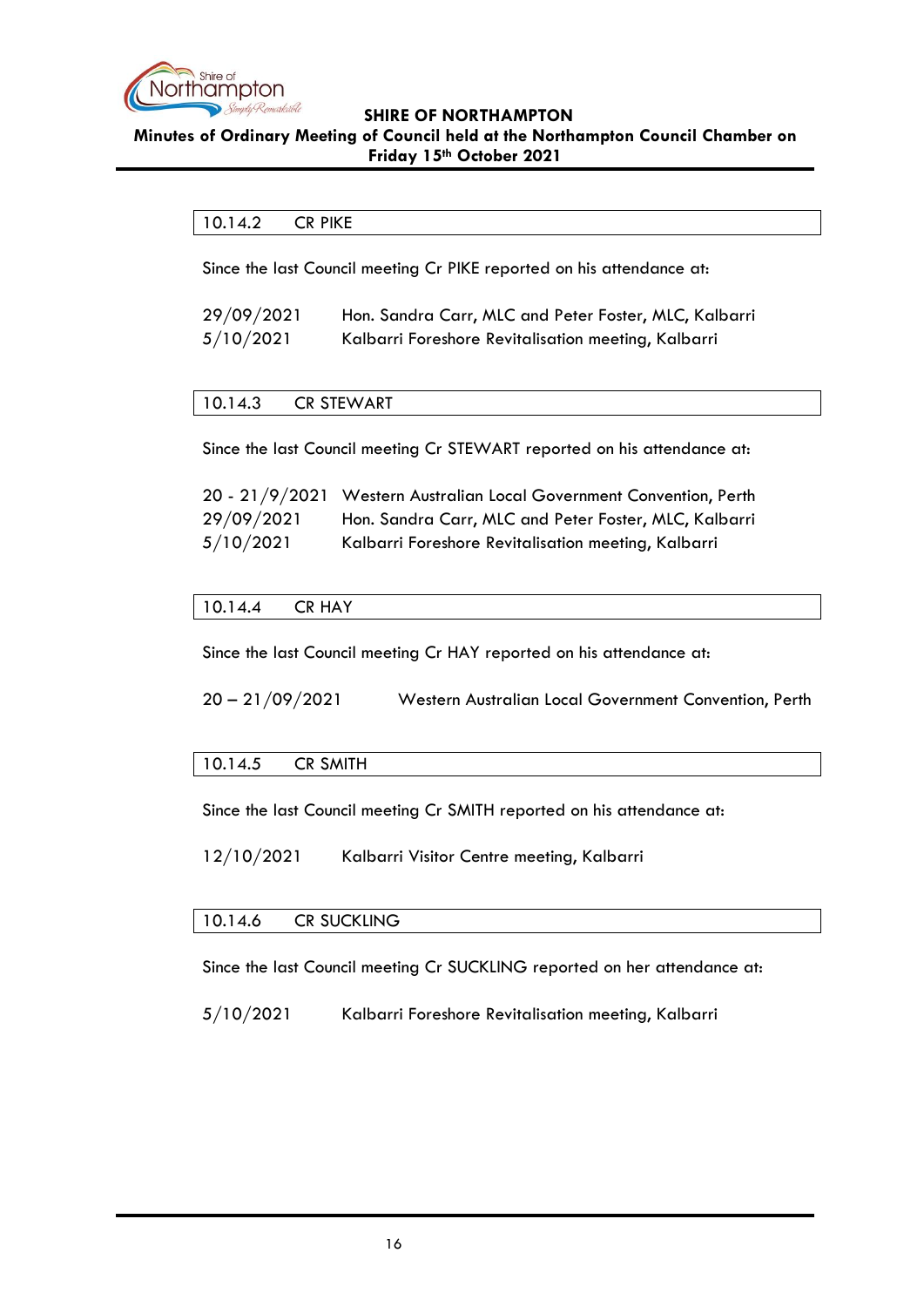### 10.14.2 CR PIKE

Since the last Council meeting Cr PIKE reported on his attendance at:

| | |
|---|---|
| 29/09/2021 | Hon. Sandra Carr, MLC and Peter Foster, MLC, Kalbarri |
| 5/10/2021 | Kalbarri Foreshore Revitalisation meeting, Kalbarri |

### 10.14.3 CR STEWART

Since the last Council meeting Cr STEWART reported on his attendance at:

| | |
|---|---|
| 20 - 21/9/2021 | Western Australian Local Government Convention, Perth |
| 29/09/2021 | Hon. Sandra Carr, MLC and Peter Foster, MLC, Kalbarri |
| 5/10/2021 | Kalbarri Foreshore Revitalisation meeting, Kalbarri |

### 10.14.4 CR HAY

Since the last Council meeting Cr HAY reported on his attendance at:

| | |
|---|---|
| 20 – 21/09/2021 | Western Australian Local Government Convention, Perth |

### 10.14.5 CR SMITH

Since the last Council meeting Cr SMITH reported on his attendance at:

| | |
|---|---|
| 12/10/2021 | Kalbarri Visitor Centre meeting, Kalbarri |

### 10.14.6 CR SUCKLING

Since the last Council meeting Cr SUCKLING reported on her attendance at:

| | |
|---|---|
| 5/10/2021 | Kalbarri Foreshore Revitalisation meeting, Kalbarri |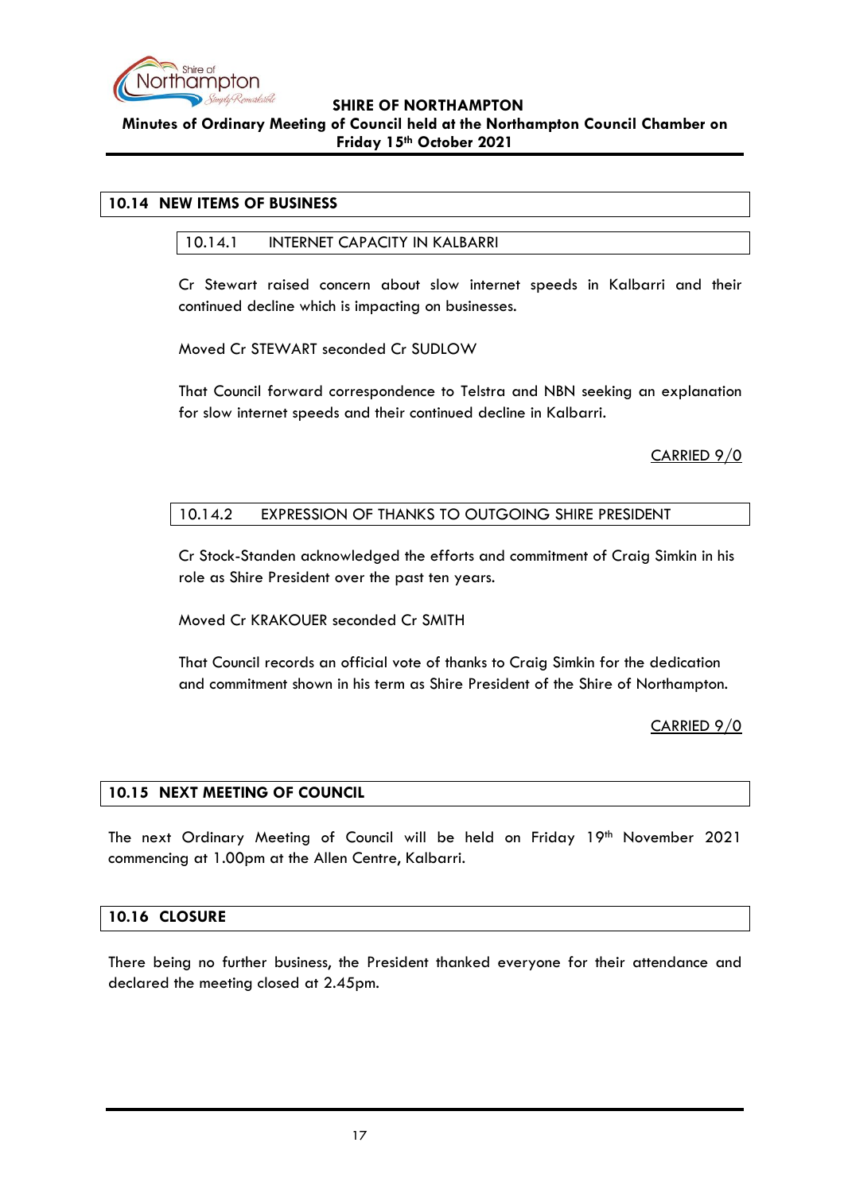## 10.14 NEW ITEMS OF BUSINESS

### 10.14.1 INTERNET CAPACITY IN KALBARRI

Cr Stewart raised concern about slow internet speeds in Kalbarri and their continued decline which is impacting on businesses.

Moved Cr STEWART seconded Cr SUDLOW

That Council forward correspondence to Telstra and NBN seeking an explanation for slow internet speeds and their continued decline in Kalbarri.

CARRIED 9/0

### 10.14.2 EXPRESSION OF THANKS TO OUTGOING SHIRE PRESIDENT

Cr Stock-Standen acknowledged the efforts and commitment of Craig Simkin in his role as Shire President over the past ten years.

Moved Cr KRAKOUER seconded Cr SMITH

That Council records an official vote of thanks to Craig Simkin for the dedication and commitment shown in his term as Shire President of the Shire of Northampton.

CARRIED 9/0

## 10.15 NEXT MEETING OF COUNCIL

The next Ordinary Meeting of Council will be held on Friday 19th November 2021 commencing at 1.00pm at the Allen Centre, Kalbarri.

## 10.16 CLOSURE

There being no further business, the President thanked everyone for their attendance and declared the meeting closed at 2.45pm.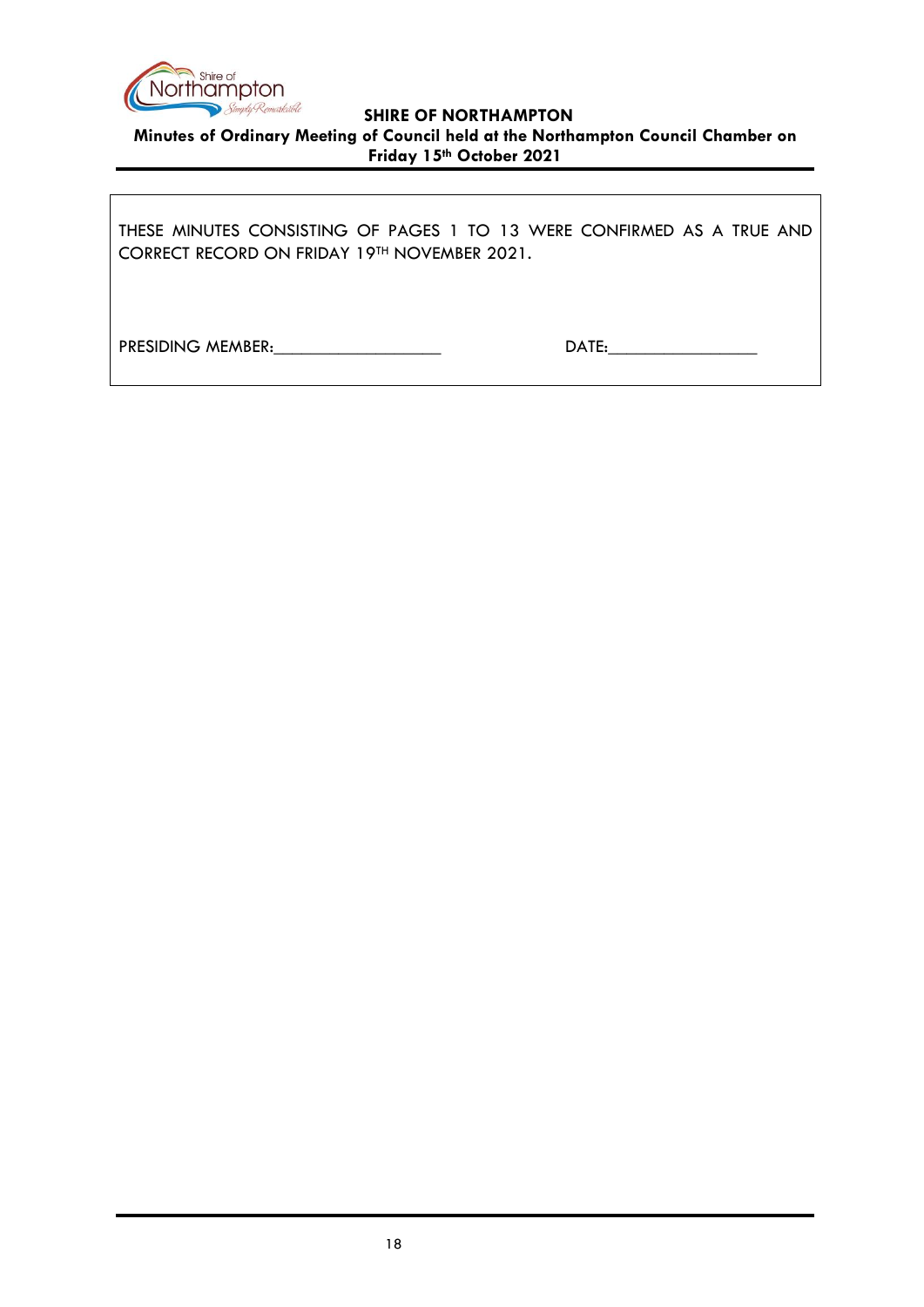THESE MINUTES CONSISTING OF PAGES 1 TO 13 WERE CONFIRMED AS A TRUE AND CORRECT RECORD ON FRIDAY 19TH NOVEMBER 2021.

PRESIDING MEMBER:____________________ DATE:__________________